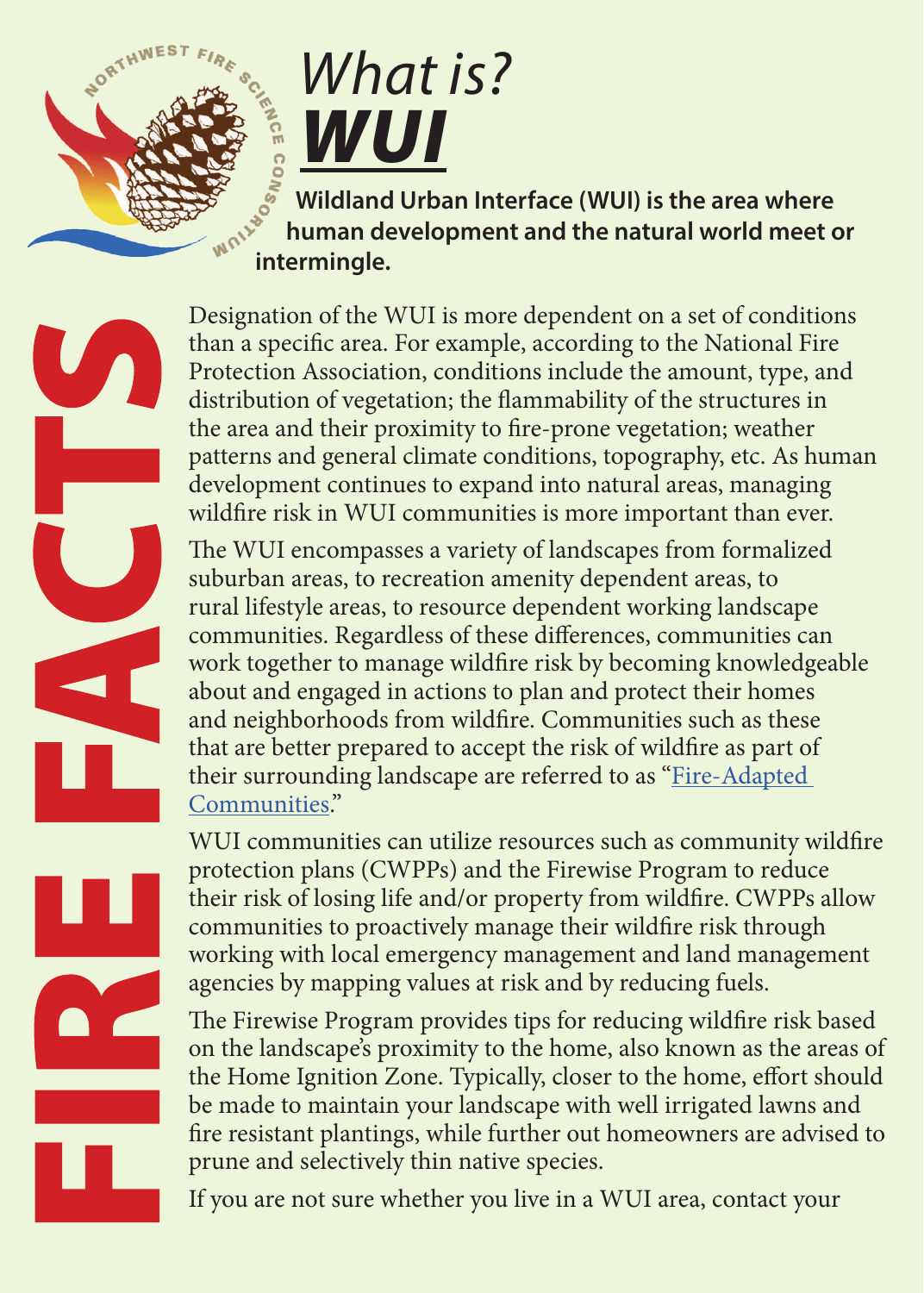NORTHWEST FIRE SCIENCE CONSORTIUM

# *What is?* ***WUI***

**Wildland Urban Interface (WUI) is the area where human development and the natural world meet or intermingle.**

FIRE FACTS

Designation of the WUI is more dependent on a set of conditions than a specific area. For example, according to the National Fire Protection Association, conditions include the amount, type, and distribution of vegetation; the flammability of the structures in the area and their proximity to fire-prone vegetation; weather patterns and general climate conditions, topography, etc. As human development continues to expand into natural areas, managing wildfire risk in WUI communities is more important than ever.

The WUI encompasses a variety of landscapes from formalized suburban areas, to recreation amenity dependent areas, to rural lifestyle areas, to resource dependent working landscape communities. Regardless of these differences, communities can work together to manage wildfire risk by becoming knowledgeable about and engaged in actions to plan and protect their homes and neighborhoods from wildfire. Communities such as these that are better prepared to accept the risk of wildfire as part of their surrounding landscape are referred to as "Fire-Adapted Communities."

WUI communities can utilize resources such as community wildfire protection plans (CWPPs) and the Firewise Program to reduce their risk of losing life and/or property from wildfire. CWPPs allow communities to proactively manage their wildfire risk through working with local emergency management and land management agencies by mapping values at risk and by reducing fuels.

The Firewise Program provides tips for reducing wildfire risk based on the landscape's proximity to the home, also known as the areas of the Home Ignition Zone. Typically, closer to the home, effort should be made to maintain your landscape with well irrigated lawns and fire resistant plantings, while further out homeowners are advised to prune and selectively thin native species.

If you are not sure whether you live in a WUI area, contact your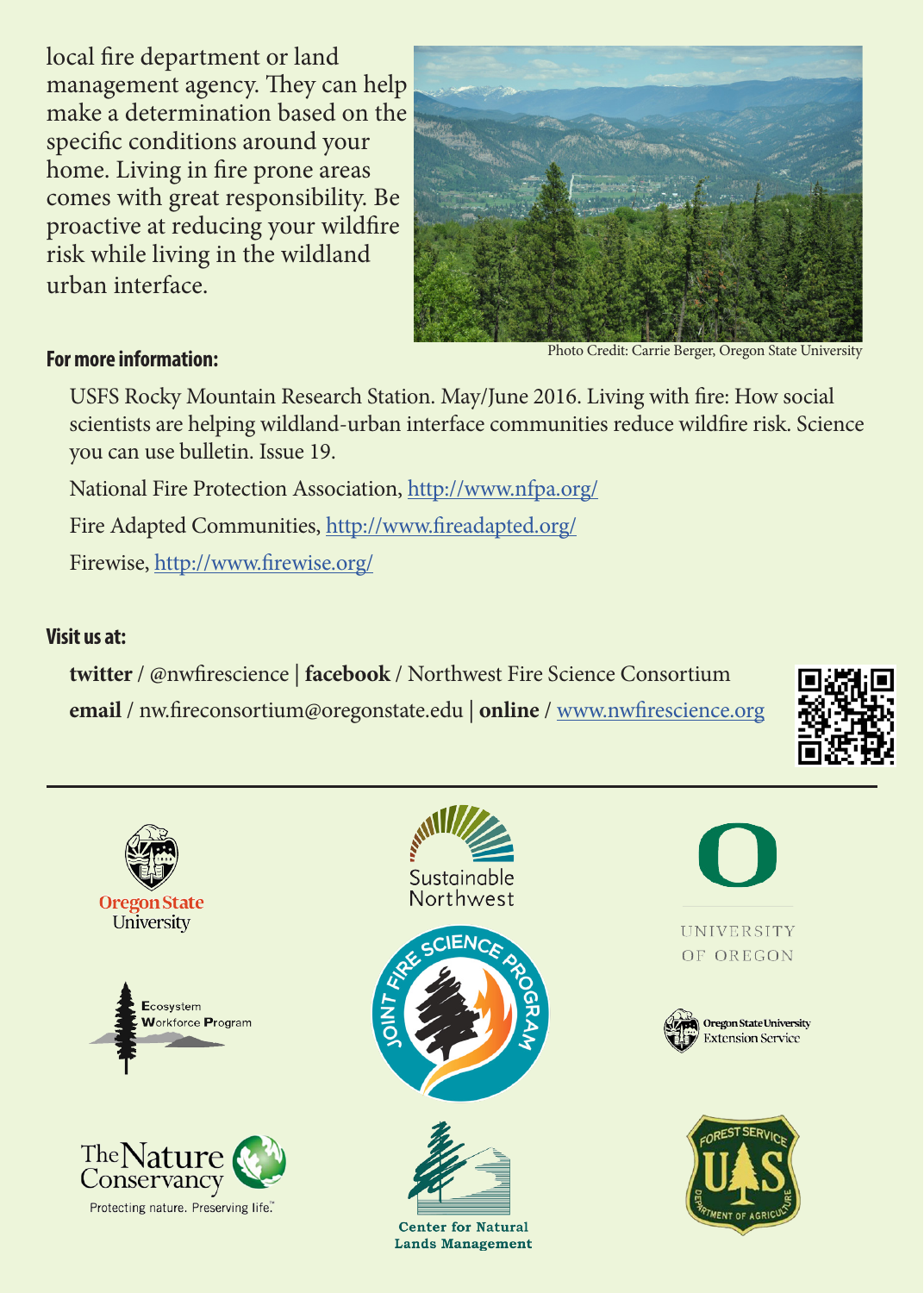local fire department or land management agency. They can help make a determination based on the specific conditions around your home. Living in fire prone areas comes with great responsibility. Be proactive at reducing your wildfire risk while living in the wildland urban interface.

Photo Credit: Carrie Berger, Oregon State University

**For more information:**

USFS Rocky Mountain Research Station. May/June 2016. Living with fire: How social scientists are helping wildland-urban interface communities reduce wildfire risk. Science you can use bulletin. Issue 19.

National Fire Protection Association, http://www.nfpa.org/

Fire Adapted Communities, http://www.fireadapted.org/

Firewise, http://www.firewise.org/

**Visit us at:**

**twitter** / @nwfirescience | **facebook** / Northwest Fire Science Consortium

**email** / nw.fireconsortium@oregonstate.edu | **online** / www.nwfirescience.org

Oregon State University

Sustainable Northwest

University of Oregon

Ecosystem Workforce Program

Joint Fire Science Program

Oregon State University Extension Service

The Nature Conservancy — Protecting nature. Preserving life.™

Center for Natural Lands Management

Forest Service — U.S. Department of Agriculture